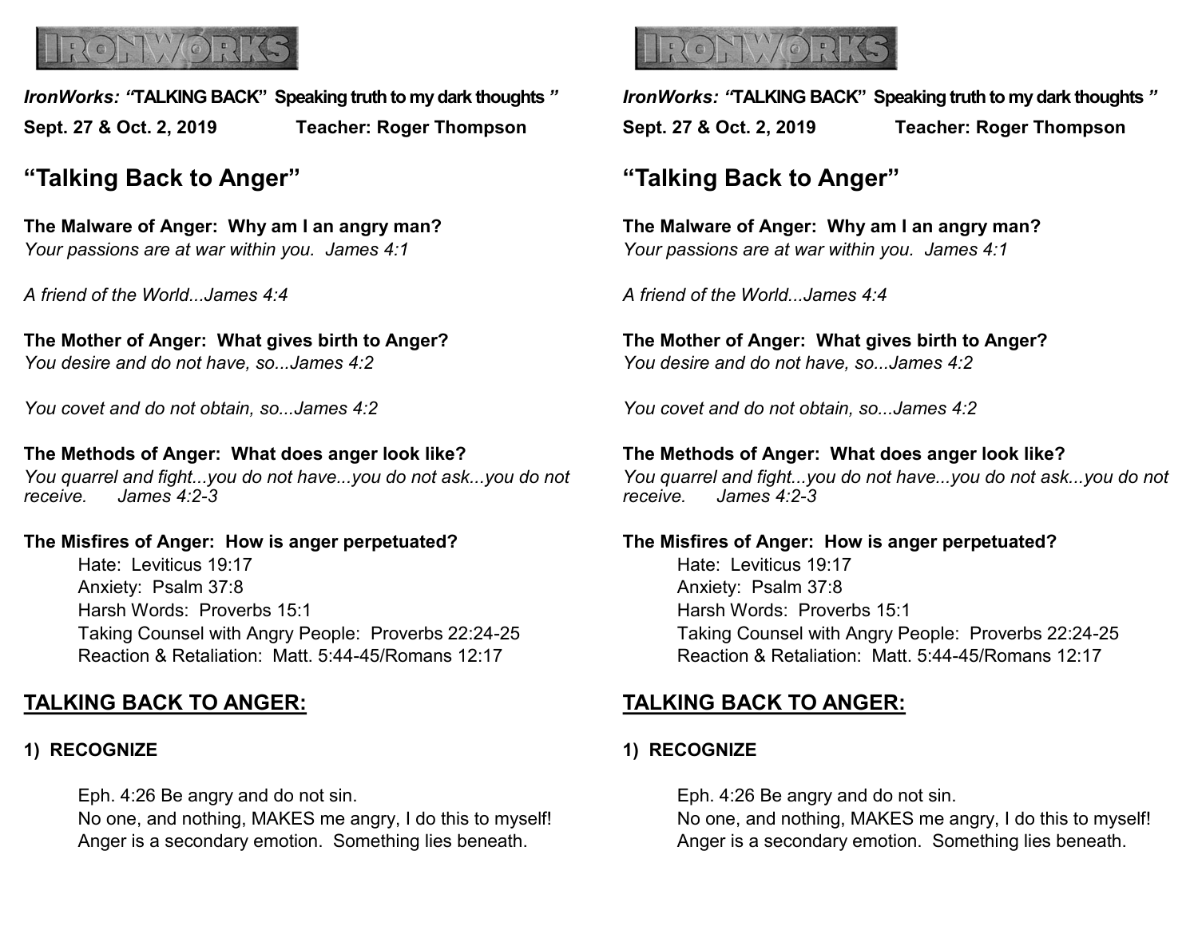IRONWORKS

*IronWorks: "***TALKING BACK" Speaking truth to my dark thoughts** *"*

**Sept. 27 & Oct. 2, 2019 Teacher: Roger Thompson**

## "Talking Back to Anger"

**The Malware of Anger: Why am I an angry man?**
*Your passions are at war within you. James 4:1*

*A friend of the World...James 4:4*

**The Mother of Anger: What gives birth to Anger?**
*You desire and do not have, so...James 4:2*

*You covet and do not obtain, so...James 4:2*

**The Methods of Anger: What does anger look like?**
*You quarrel and fight...you do not have...you do not ask...you do not receive. James 4:2-3*

**The Misfires of Anger: How is anger perpetuated?**

- Hate: Leviticus 19:17
- Anxiety: Psalm 37:8
- Harsh Words: Proverbs 15:1
- Taking Counsel with Angry People: Proverbs 22:24-25
- Reaction & Retaliation: Matt. 5:44-45/Romans 12:17

## <u>TALKING BACK TO ANGER:</u>

**1) RECOGNIZE**

Eph. 4:26 Be angry and do not sin.
No one, and nothing, MAKES me angry, I do this to myself!
Anger is a secondary emotion. Something lies beneath.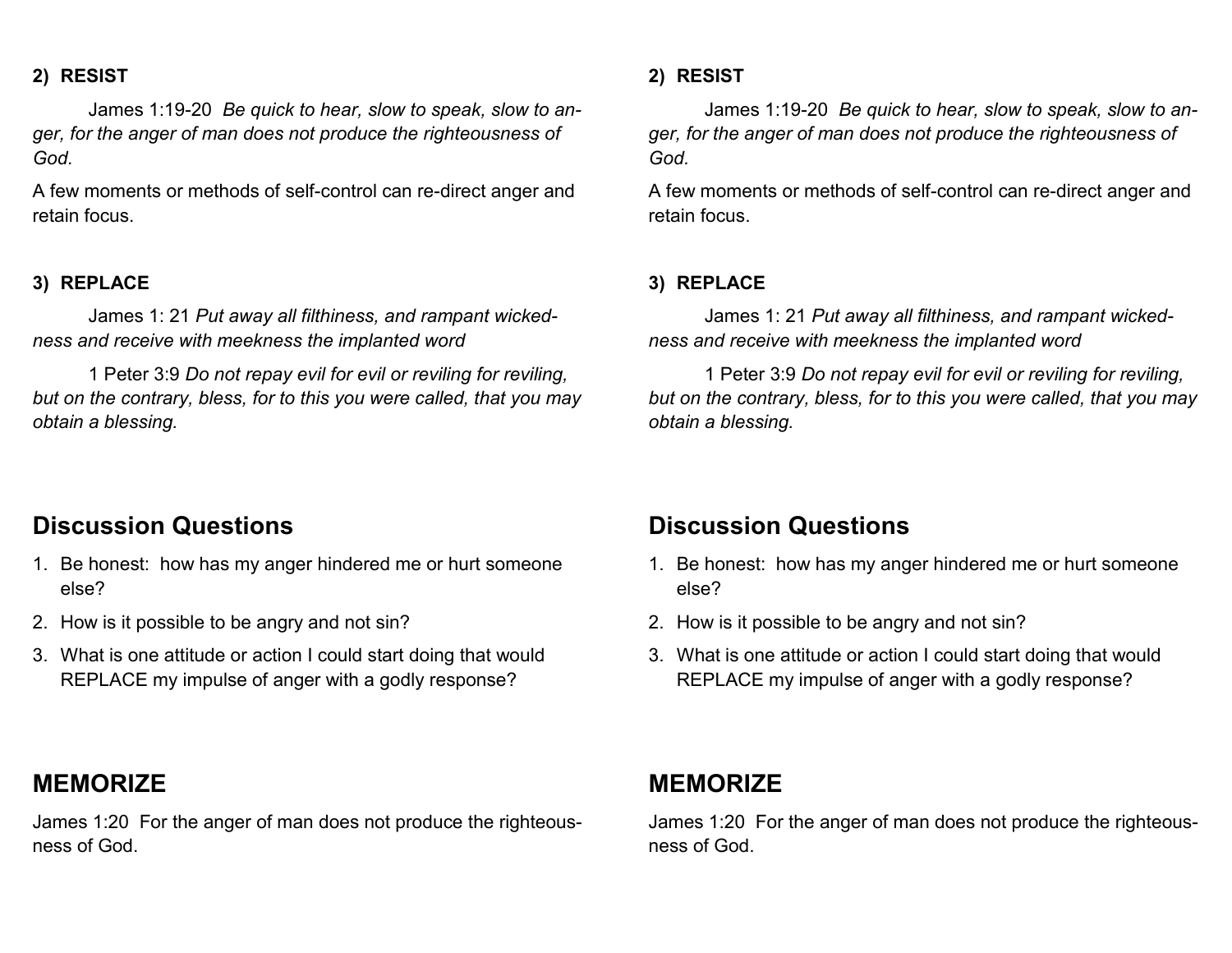**2) RESIST**

James 1:19-20 *Be quick to hear, slow to speak, slow to anger, for the anger of man does not produce the righteousness of God.*

A few moments or methods of self-control can re-direct anger and retain focus.

**3) REPLACE**

James 1: 21 *Put away all filthiness, and rampant wickedness and receive with meekness the implanted word*

1 Peter 3:9 *Do not repay evil for evil or reviling for reviling, but on the contrary, bless, for to this you were called, that you may obtain a blessing.*

## Discussion Questions

1. Be honest: how has my anger hindered me or hurt someone else?
2. How is it possible to be angry and not sin?
3. What is one attitude or action I could start doing that would REPLACE my impulse of anger with a godly response?

## MEMORIZE

James 1:20 For the anger of man does not produce the righteousness of God.

**2) RESIST**

James 1:19-20 *Be quick to hear, slow to speak, slow to anger, for the anger of man does not produce the righteousness of God.*

A few moments or methods of self-control can re-direct anger and retain focus.

**3) REPLACE**

James 1: 21 *Put away all filthiness, and rampant wickedness and receive with meekness the implanted word*

1 Peter 3:9 *Do not repay evil for evil or reviling for reviling, but on the contrary, bless, for to this you were called, that you may obtain a blessing.*

## Discussion Questions

1. Be honest: how has my anger hindered me or hurt someone else?
2. How is it possible to be angry and not sin?
3. What is one attitude or action I could start doing that would REPLACE my impulse of anger with a godly response?

## MEMORIZE

James 1:20 For the anger of man does not produce the righteousness of God.